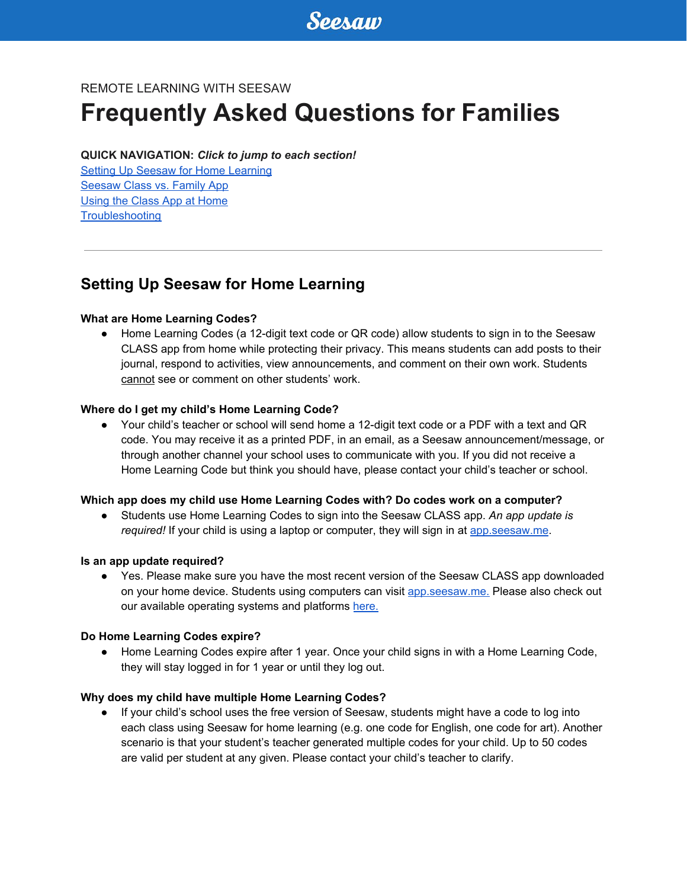Seesaw

REMOTE LEARNING WITH SEESAW

# Frequently Asked Questions for Families

**QUICK NAVIGATION:** ***Click to jump to each section!***

[Setting Up Seesaw for Home Learning](#)
[Seesaw Class vs. Family App](#)
[Using the Class App at Home](#)
[Troubleshooting](#)

---

## Setting Up Seesaw for Home Learning

**What are Home Learning Codes?**

- Home Learning Codes (a 12-digit text code or QR code) allow students to sign in to the Seesaw CLASS app from home while protecting their privacy. This means students can add posts to their journal, respond to activities, view announcements, and comment on their own work. Students cannot see or comment on other students' work.

**Where do I get my child's Home Learning Code?**

- Your child's teacher or school will send home a 12-digit text code or a PDF with a text and QR code. You may receive it as a printed PDF, in an email, as a Seesaw announcement/message, or through another channel your school uses to communicate with you. If you did not receive a Home Learning Code but think you should have, please contact your child's teacher or school.

**Which app does my child use Home Learning Codes with? Do codes work on a computer?**

- Students use Home Learning Codes to sign into the Seesaw CLASS app. *An app update is required!* If your child is using a laptop or computer, they will sign in at [app.seesaw.me](app.seesaw.me).

**Is an app update required?**

- Yes. Please make sure you have the most recent version of the Seesaw CLASS app downloaded on your home device. Students using computers can visit [app.seesaw.me.](app.seesaw.me) Please also check out our available operating systems and platforms [here.](#)

**Do Home Learning Codes expire?**

- Home Learning Codes expire after 1 year. Once your child signs in with a Home Learning Code, they will stay logged in for 1 year or until they log out.

**Why does my child have multiple Home Learning Codes?**

- If your child's school uses the free version of Seesaw, students might have a code to log into each class using Seesaw for home learning (e.g. one code for English, one code for art). Another scenario is that your student's teacher generated multiple codes for your child. Up to 50 codes are valid per student at any given. Please contact your child's teacher to clarify.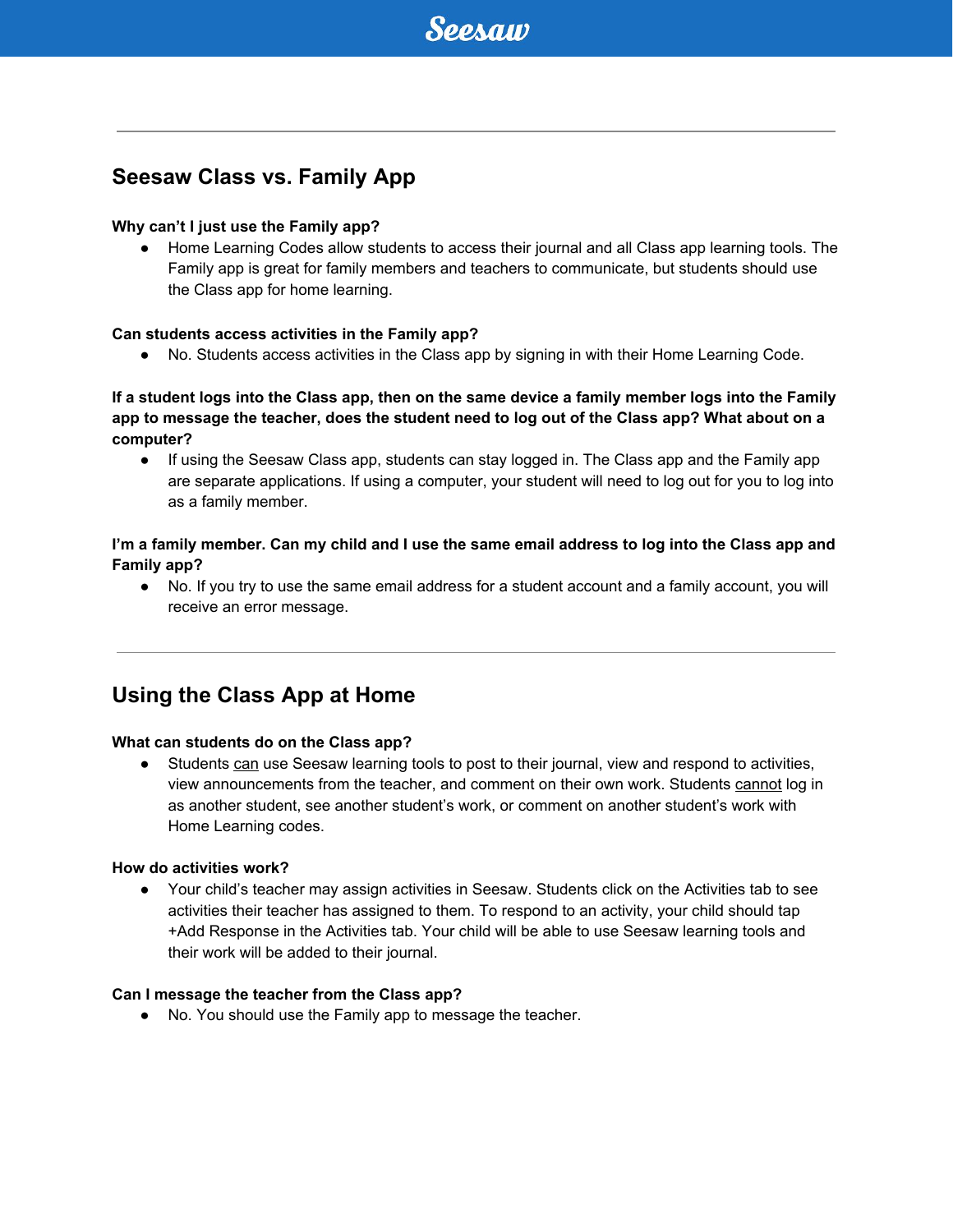## Seesaw Class vs. Family App

**Why can't I just use the Family app?**

- Home Learning Codes allow students to access their journal and all Class app learning tools. The Family app is great for family members and teachers to communicate, but students should use the Class app for home learning.

**Can students access activities in the Family app?**

- No. Students access activities in the Class app by signing in with their Home Learning Code.

**If a student logs into the Class app, then on the same device a family member logs into the Family app to message the teacher, does the student need to log out of the Class app? What about on a computer?**

- If using the Seesaw Class app, students can stay logged in. The Class app and the Family app are separate applications. If using a computer, your student will need to log out for you to log into as a family member.

**I'm a family member. Can my child and I use the same email address to log into the Class app and Family app?**

- No. If you try to use the same email address for a student account and a family account, you will receive an error message.

## Using the Class App at Home

**What can students do on the Class app?**

- Students <u>can</u> use Seesaw learning tools to post to their journal, view and respond to activities, view announcements from the teacher, and comment on their own work. Students <u>cannot</u> log in as another student, see another student's work, or comment on another student's work with Home Learning codes.

**How do activities work?**

- Your child's teacher may assign activities in Seesaw. Students click on the Activities tab to see activities their teacher has assigned to them. To respond to an activity, your child should tap +Add Response in the Activities tab. Your child will be able to use Seesaw learning tools and their work will be added to their journal.

**Can I message the teacher from the Class app?**

- No. You should use the Family app to message the teacher.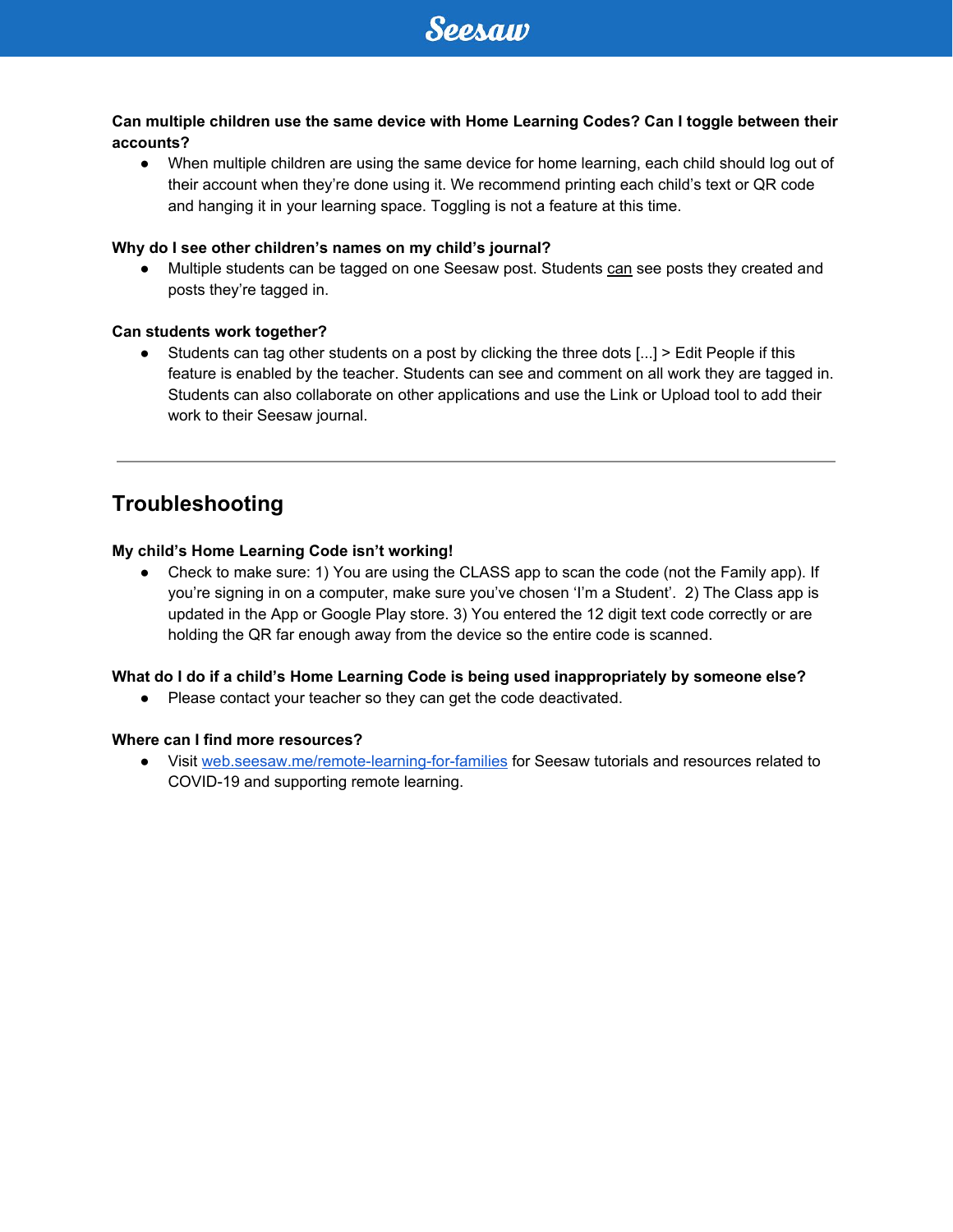**Can multiple children use the same device with Home Learning Codes? Can I toggle between their accounts?**

- When multiple children are using the same device for home learning, each child should log out of their account when they're done using it. We recommend printing each child's text or QR code and hanging it in your learning space. Toggling is not a feature at this time.

**Why do I see other children's names on my child's journal?**

- Multiple students can be tagged on one Seesaw post. Students <u>can</u> see posts they created and posts they're tagged in.

**Can students work together?**

- Students can tag other students on a post by clicking the three dots [...] > Edit People if this feature is enabled by the teacher. Students can see and comment on all work they are tagged in. Students can also collaborate on other applications and use the Link or Upload tool to add their work to their Seesaw journal.

---

## Troubleshooting

**My child's Home Learning Code isn't working!**

- Check to make sure: 1) You are using the CLASS app to scan the code (not the Family app). If you're signing in on a computer, make sure you've chosen 'I'm a Student'. 2) The Class app is updated in the App or Google Play store. 3) You entered the 12 digit text code correctly or are holding the QR far enough away from the device so the entire code is scanned.

**What do I do if a child's Home Learning Code is being used inappropriately by someone else?**

- Please contact your teacher so they can get the code deactivated.

**Where can I find more resources?**

- Visit [web.seesaw.me/remote-learning-for-families](https://web.seesaw.me/remote-learning-for-families) for Seesaw tutorials and resources related to COVID-19 and supporting remote learning.